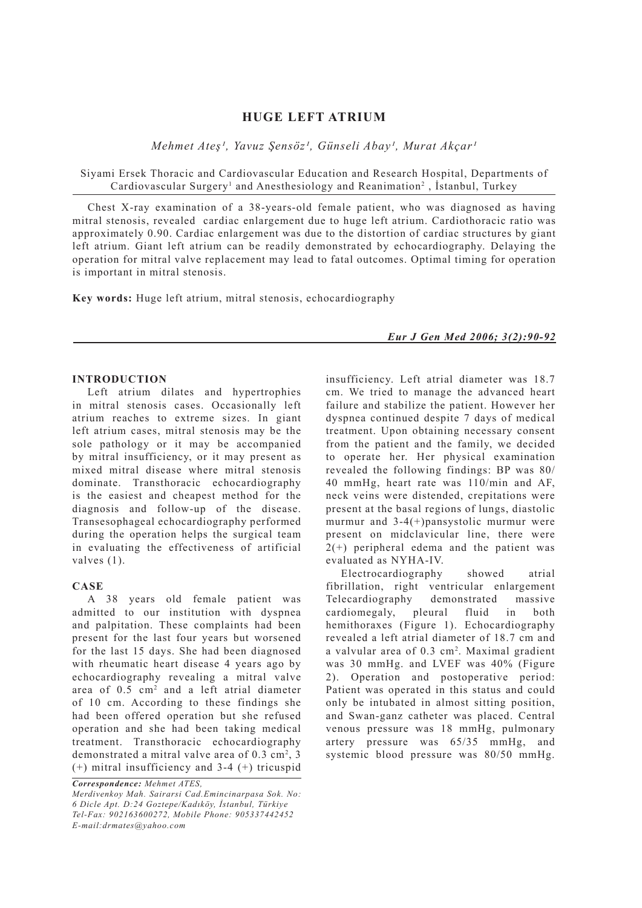# HUGE LEFT ATRIUM

*Mehmet Ateş[1], Yavuz Şensöz[1], Günseli Abay[1], Murat Akçar[1]*

Siyami Ersek Thoracic and Cardiovascular Education and Research Hospital, Departments of Cardiovascular Surgery[1] and Anesthesiology and Reanimation[2] , İstanbul, Turkey

Chest X-ray examination of a 38-years-old female patient, who was diagnosed as having mitral stenosis, revealed cardiac enlargement due to huge left atrium. Cardiothoracic ratio was approximately 0.90. Cardiac enlargement was due to the distortion of cardiac structures by giant left atrium. Giant left atrium can be readily demonstrated by echocardiography. Delaying the operation for mitral valve replacement may lead to fatal outcomes. Optimal timing for operation is important in mitral stenosis.

**Key words:** Huge left atrium, mitral stenosis, echocardiography

***Eur J Gen Med 2006; 3(2):90-92***

## INTRODUCTION

Left atrium dilates and hypertrophies in mitral stenosis cases. Occasionally left atrium reaches to extreme sizes. In giant left atrium cases, mitral stenosis may be the sole pathology or it may be accompanied by mitral insufficiency, or it may present as mixed mitral disease where mitral stenosis dominate. Transthoracic echocardiography is the easiest and cheapest method for the diagnosis and follow-up of the disease. Transesophageal echocardiography performed during the operation helps the surgical team in evaluating the effectiveness of artificial valves (1).

## CASE

A 38 years old female patient was admitted to our institution with dyspnea and palpitation. These complaints had been present for the last four years but worsened for the last 15 days. She had been diagnosed with rheumatic heart disease 4 years ago by echocardiography revealing a mitral valve area of 0.5 $cm^2$ and a left atrial diameter of 10 cm. According to these findings she had been offered operation but she refused operation and she had been taking medical treatment. Transthoracic echocardiography demonstrated a mitral valve area of 0.3 $cm^2$, 3 (+) mitral insufficiency and 3-4 (+) tricuspid insufficiency. Left atrial diameter was 18.7 cm. We tried to manage the advanced heart failure and stabilize the patient. However her dyspnea continued despite 7 days of medical treatment. Upon obtaining necessary consent from the patient and the family, we decided to operate her. Her physical examination revealed the following findings: BP was 80/40 mmHg, heart rate was 110/min and AF, neck veins were distended, crepitations were present at the basal regions of lungs, diastolic murmur and 3-4(+)pansystolic murmur were present on midclavicular line, there were 2(+) peripheral edema and the patient was evaluated as NYHA-IV.

Electrocardiography showed atrial fibrillation, right ventricular enlargement Telecardiography demonstrated massive cardiomegaly, pleural fluid in both hemithoraxes (Figure 1). Echocardiography revealed a left atrial diameter of 18.7 cm and a valvular area of 0.3 $cm^2$. Maximal gradient was 30 mmHg. and LVEF was 40% (Figure 2). Operation and postoperative period: Patient was operated in this status and could only be intubated in almost sitting position, and Swan-ganz catheter was placed. Central venous pressure was 18 mmHg, pulmonary artery pressure was 65/35 mmHg, and systemic blood pressure was 80/50 mmHg.

*Correspondence: Mehmet ATES,*
*Merdivenkoy Mah. Sairarsi Cad.Emincinarpasa Sok. No: 6 Dicle Apt. D:24 Goztepe/Kadıköy, İstanbul, Türkiye*
*Tel-Fax: 902163600272, Mobile Phone: 905337442452*
*E-mail:drmates@yahoo.com*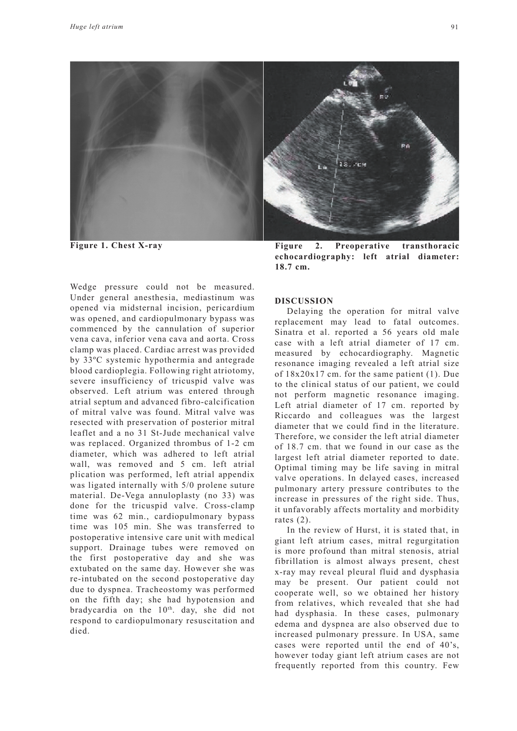Figure 1. Chest X-ray

Figure 2. Preoperative transthoracic echocardiography: left atrial diameter: 18.7 cm.

Wedge pressure could not be measured. Under general anesthesia, mediastinum was opened via midsternal incision, pericardium was opened, and cardiopulmonary bypass was commenced by the cannulation of superior vena cava, inferior vena cava and aorta. Cross clamp was placed. Cardiac arrest was provided by 33ºC systemic hypothermia and antegrade blood cardioplegia. Following right atriotomy, severe insufficiency of tricuspid valve was observed. Left atrium was entered through atrial septum and advanced fibro-calcification of mitral valve was found. Mitral valve was resected with preservation of posterior mitral leaflet and a no 31 St-Jude mechanical valve was replaced. Organized thrombus of 1-2 cm diameter, which was adhered to left atrial wall, was removed and 5 cm. left atrial plication was performed, left atrial appendix was ligated internally with 5/0 prolene suture material. De-Vega annuloplasty (no 33) was done for the tricuspid valve. Cross-clamp time was 62 min., cardiopulmonary bypass time was 105 min. She was transferred to postoperative intensive care unit with medical support. Drainage tubes were removed on the first postoperative day and she was extubated on the same day. However she was re-intubated on the second postoperative day due to dyspnea. Tracheostomy was performed on the fifth day; she had hypotension and bradycardia on the 10th. day, she did not respond to cardiopulmonary resuscitation and died.

## DISCUSSION

Delaying the operation for mitral valve replacement may lead to fatal outcomes. Sinatra et al. reported a 56 years old male case with a left atrial diameter of 17 cm. measured by echocardiography. Magnetic resonance imaging revealed a left atrial size of 18x20x17 cm. for the same patient (1). Due to the clinical status of our patient, we could not perform magnetic resonance imaging. Left atrial diameter of 17 cm. reported by Riccardo and colleagues was the largest diameter that we could find in the literature. Therefore, we consider the left atrial diameter of 18.7 cm. that we found in our case as the largest left atrial diameter reported to date. Optimal timing may be life saving in mitral valve operations. In delayed cases, increased pulmonary artery pressure contributes to the increase in pressures of the right side. Thus, it unfavorably affects mortality and morbidity rates (2).

In the review of Hurst, it is stated that, in giant left atrium cases, mitral regurgitation is more profound than mitral stenosis, atrial fibrillation is almost always present, chest x-ray may reveal pleural fluid and dysphasia may be present. Our patient could not cooperate well, so we obtained her history from relatives, which revealed that she had had dysphasia. In these cases, pulmonary edema and dyspnea are also observed due to increased pulmonary pressure. In USA, same cases were reported until the end of 40's, however today giant left atrium cases are not frequently reported from this country. Few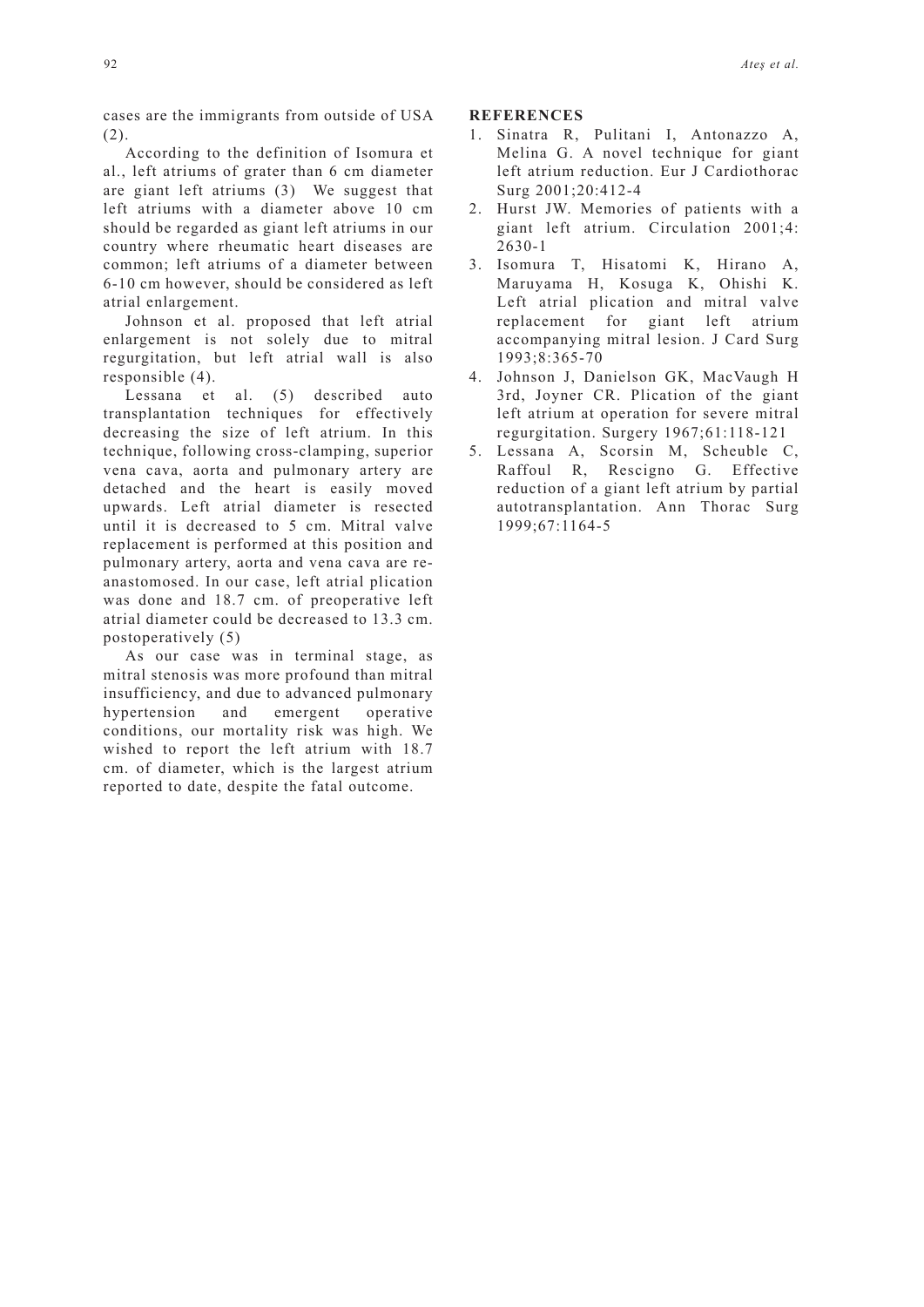cases are the immigrants from outside of USA (2).

According to the definition of Isomura et al., left atriums of grater than 6 cm diameter are giant left atriums (3)  We suggest that left atriums with a diameter above 10 cm should be regarded as giant left atriums in our country where rheumatic heart diseases are common; left atriums of a diameter between 6-10 cm however, should be considered as left atrial enlargement.

Johnson et al. proposed that left atrial enlargement is not solely due to mitral regurgitation, but left atrial wall is also responsible (4).

Lessana et al. (5) described auto transplantation techniques for effectively decreasing the size of left atrium. In this technique, following cross-clamping, superior vena cava, aorta and pulmonary artery are detached and the heart is easily moved upwards. Left atrial diameter is resected until it is decreased to 5 cm. Mitral valve replacement is performed at this position and pulmonary artery, aorta and vena cava are re-anastomosed. In our case, left atrial plication was done and 18.7 cm. of preoperative left atrial diameter could be decreased to 13.3 cm. postoperatively (5)

As our case was in terminal stage, as mitral stenosis was more profound than mitral insufficiency, and due to advanced pulmonary hypertension and emergent operative conditions, our mortality risk was high. We wished to report the left atrium with 18.7 cm. of diameter, which is the largest atrium reported to date, despite the fatal outcome.

## REFERENCES

1. Sinatra R, Pulitani I, Antonazzo A, Melina G. A novel technique for giant left atrium reduction. Eur J Cardiothorac Surg 2001;20:412-4
2. Hurst JW. Memories of patients with a giant left atrium. Circulation 2001;4: 2630-1
3. Isomura T, Hisatomi K, Hirano A, Maruyama H, Kosuga K, Ohishi K. Left atrial plication and mitral valve replacement for giant left atrium accompanying mitral lesion. J Card Surg 1993;8:365-70
4. Johnson J, Danielson GK, MacVaugh H 3rd, Joyner CR. Plication of the giant left atrium at operation for severe mitral regurgitation. Surgery 1967;61:118-121
5. Lessana A, Scorsin M, Scheuble C, Raffoul R, Rescigno G. Effective reduction of a giant left atrium by partial autotransplantation. Ann Thorac Surg 1999;67:1164-5